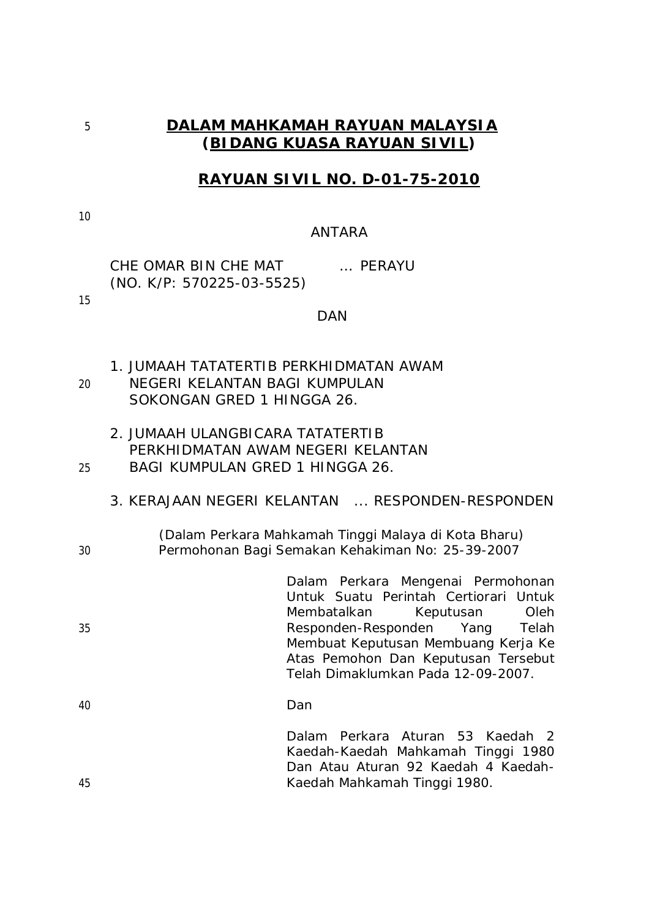# DALAM MAHKAMAH RAYUAN MALAYSIA
## (BIDANG KUASA RAYUAN SIVIL)

## RAYUAN SIVIL NO. D-01-75-2010

ANTARA

CHE OMAR BIN CHE MAT ... PERAYU
(NO. K/P: 570225-03-5525)

DAN

1. JUMAAH TATATERTIB PERKHIDMATAN AWAM NEGERI KELANTAN BAGI KUMPULAN SOKONGAN GRED 1 HINGGA 26.

2. JUMAAH ULANGBICARA TATATERTIB PERKHIDMATAN AWAM NEGERI KELANTAN BAGI KUMPULAN GRED 1 HINGGA 26.

3. KERAJAAN NEGERI KELANTAN ... RESPONDEN-RESPONDEN

(Dalam Perkara Mahkamah Tinggi Malaya di Kota Bharu)
Permohonan Bagi Semakan Kehakiman No: 25-39-2007

Dalam Perkara Mengenai Permohonan Untuk Suatu Perintah Certiorari Untuk Membatalkan Keputusan Oleh Responden-Responden Yang Telah Membuat Keputusan Membuang Kerja Ke Atas Pemohon Dan Keputusan Tersebut Telah Dimaklumkan Pada 12-09-2007.

Dan

Dalam Perkara Aturan 53 Kaedah 2 Kaedah-Kaedah Mahkamah Tinggi 1980 Dan Atau Aturan 92 Kaedah 4 Kaedah-Kaedah Mahkamah Tinggi 1980.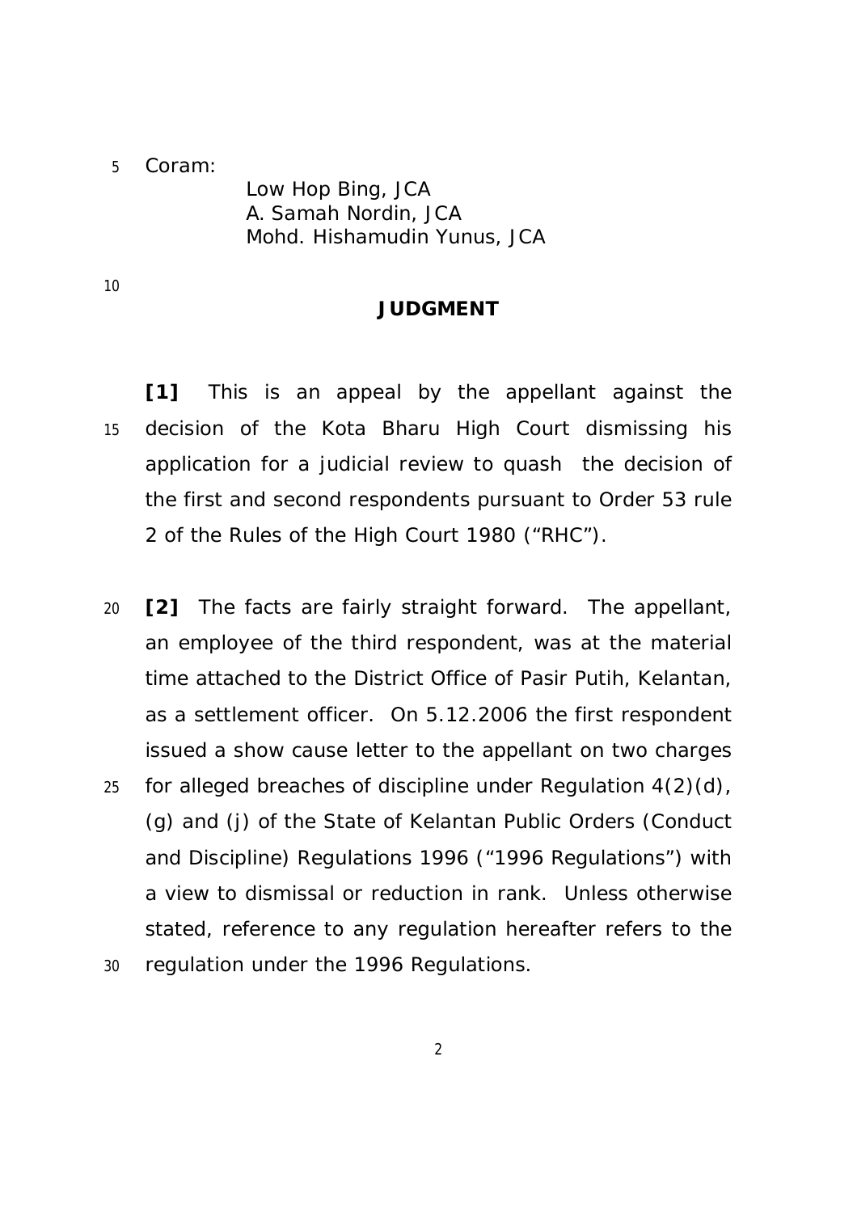Coram:

Low Hop Bing, JCA
A. Samah Nordin, JCA
Mohd. Hishamudin Yunus, JCA

## JUDGMENT

**[1]** This is an appeal by the appellant against the decision of the Kota Bharu High Court dismissing his application for a judicial review to quash the decision of the first and second respondents pursuant to Order 53 rule 2 of the Rules of the High Court 1980 ("RHC").

**[2]** The facts are fairly straight forward. The appellant, an employee of the third respondent, was at the material time attached to the District Office of Pasir Putih, Kelantan, as a settlement officer. On 5.12.2006 the first respondent issued a show cause letter to the appellant on two charges for alleged breaches of discipline under Regulation 4(2)(d), (g) and (j) of the State of Kelantan Public Orders (Conduct and Discipline) Regulations 1996 ("1996 Regulations") with a view to dismissal or reduction in rank. Unless otherwise stated, reference to any regulation hereafter refers to the regulation under the 1996 Regulations.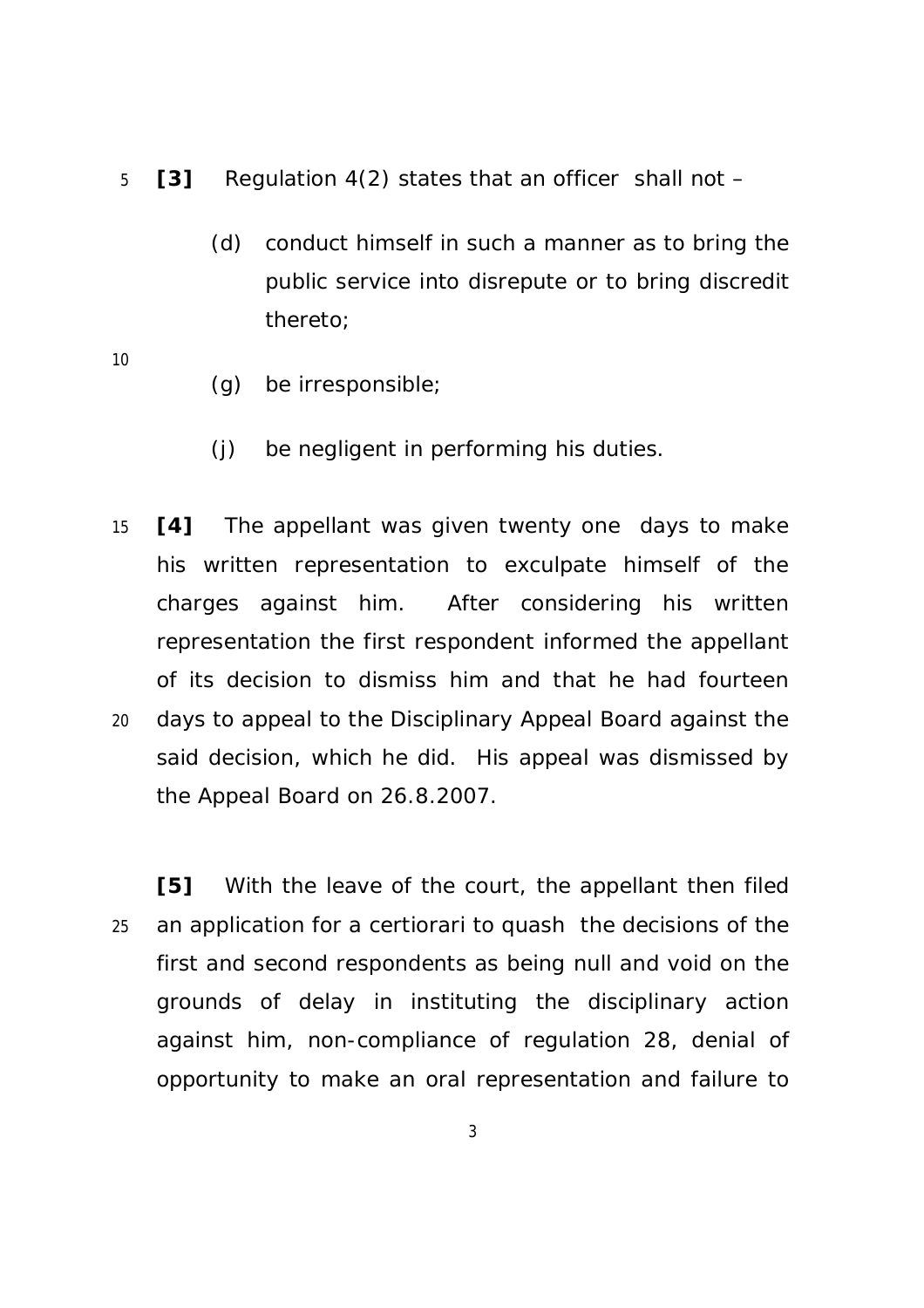**[3]** Regulation 4(2) states that an officer shall not –

(d) conduct himself in such a manner as to bring the public service into disrepute or to bring discredit thereto;

(g) be irresponsible;

(j) be negligent in performing his duties.

**[4]** The appellant was given twenty one days to make his written representation to exculpate himself of the charges against him. After considering his written representation the first respondent informed the appellant of its decision to dismiss him and that he had fourteen days to appeal to the Disciplinary Appeal Board against the said decision, which he did. His appeal was dismissed by the Appeal Board on 26.8.2007.

**[5]** With the leave of the court, the appellant then filed an application for a certiorari to quash the decisions of the first and second respondents as being null and void on the grounds of delay in instituting the disciplinary action against him, non-compliance of regulation 28, denial of opportunity to make an oral representation and failure to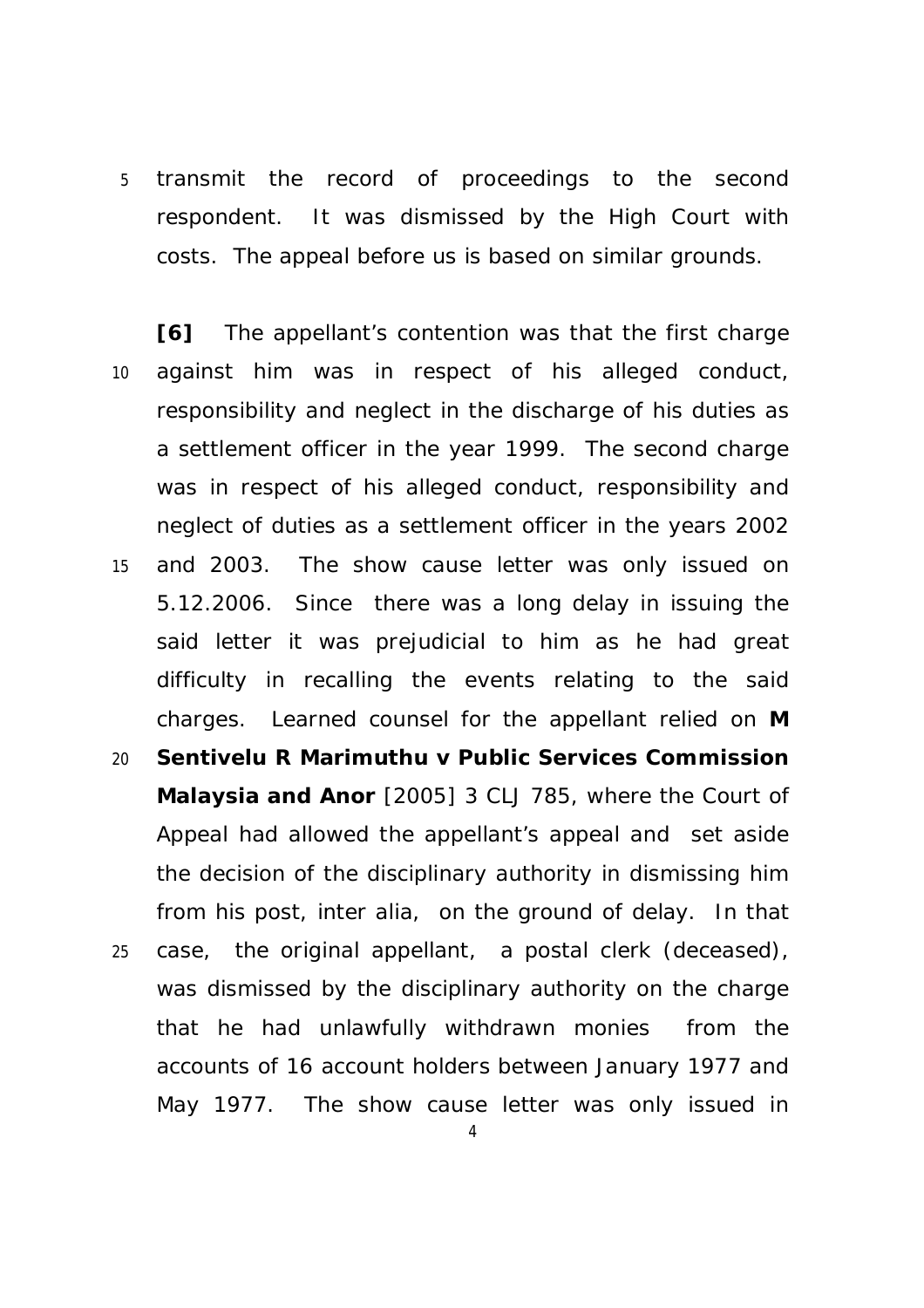transmit the record of proceedings to the second respondent. It was dismissed by the High Court with costs. The appeal before us is based on similar grounds.

**[6]** The appellant's contention was that the first charge against him was in respect of his alleged conduct, responsibility and neglect in the discharge of his duties as a settlement officer in the year 1999. The second charge was in respect of his alleged conduct, responsibility and neglect of duties as a settlement officer in the years 2002 and 2003. The show cause letter was only issued on 5.12.2006. Since there was a long delay in issuing the said letter it was prejudicial to him as he had great difficulty in recalling the events relating to the said charges. Learned counsel for the appellant relied on **M Sentivelu R Marimuthu v Public Services Commission Malaysia and Anor** [2005] 3 CLJ 785, where the Court of Appeal had allowed the appellant's appeal and set aside the decision of the disciplinary authority in dismissing him from his post, inter alia, on the ground of delay. In that case, the original appellant, a postal clerk (deceased), was dismissed by the disciplinary authority on the charge that he had unlawfully withdrawn monies from the accounts of 16 account holders between January 1977 and May 1977. The show cause letter was only issued in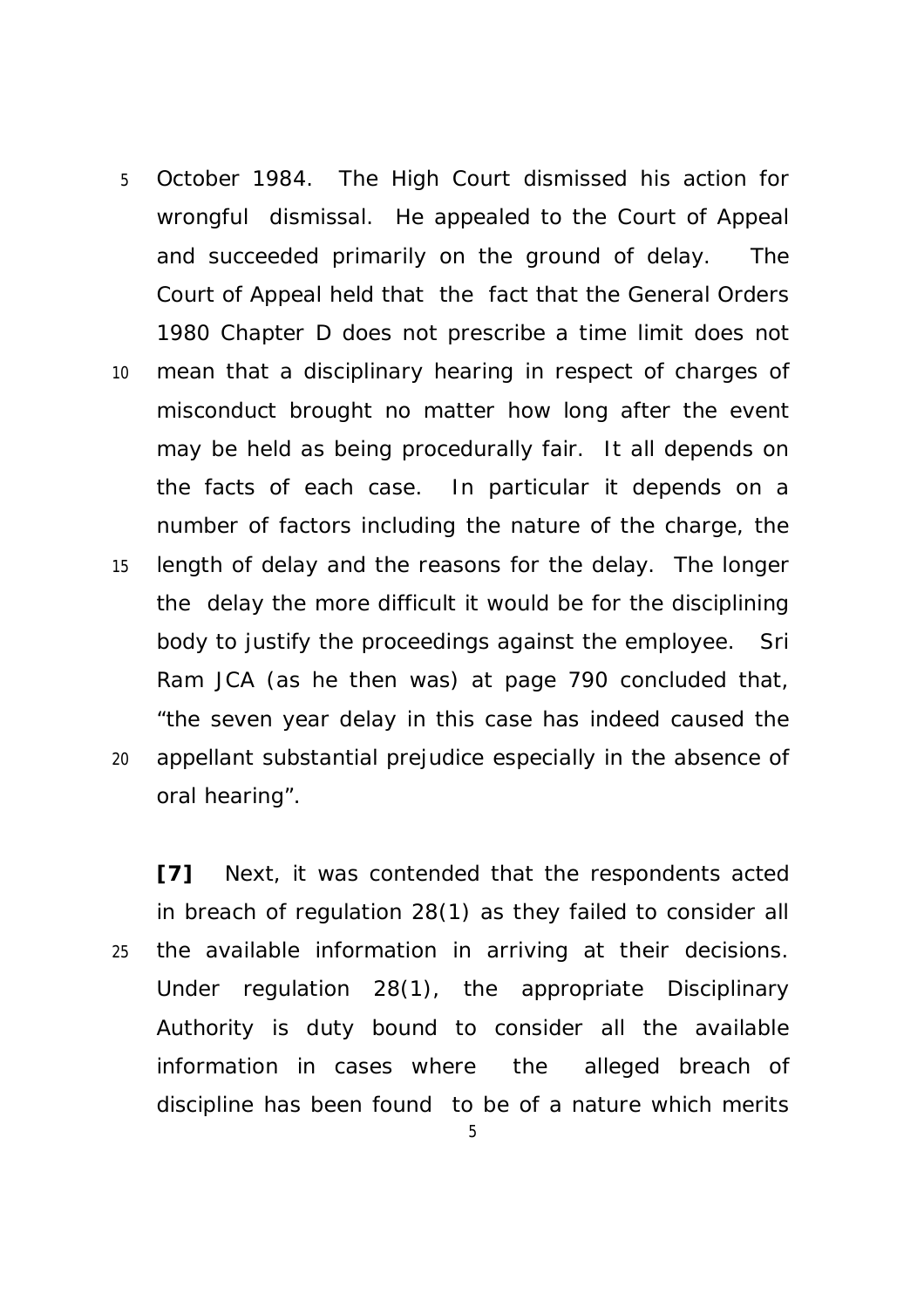October 1984. The High Court dismissed his action for wrongful dismissal. He appealed to the Court of Appeal and succeeded primarily on the ground of delay. The Court of Appeal held that the fact that the General Orders 1980 Chapter D does not prescribe a time limit does not mean that a disciplinary hearing in respect of charges of misconduct brought no matter how long after the event may be held as being procedurally fair. It all depends on the facts of each case. In particular it depends on a number of factors including the nature of the charge, the length of delay and the reasons for the delay. The longer the delay the more difficult it would be for the disciplining body to justify the proceedings against the employee. Sri Ram JCA (as he then was) at page 790 concluded that, "the seven year delay in this case has indeed caused the appellant substantial prejudice especially in the absence of oral hearing".

**[7]** Next, it was contended that the respondents acted in breach of regulation 28(1) as they failed to consider all the available information in arriving at their decisions. Under regulation 28(1), the appropriate Disciplinary Authority is duty bound to consider all the available information in cases where the alleged breach of discipline has been found to be of a nature which merits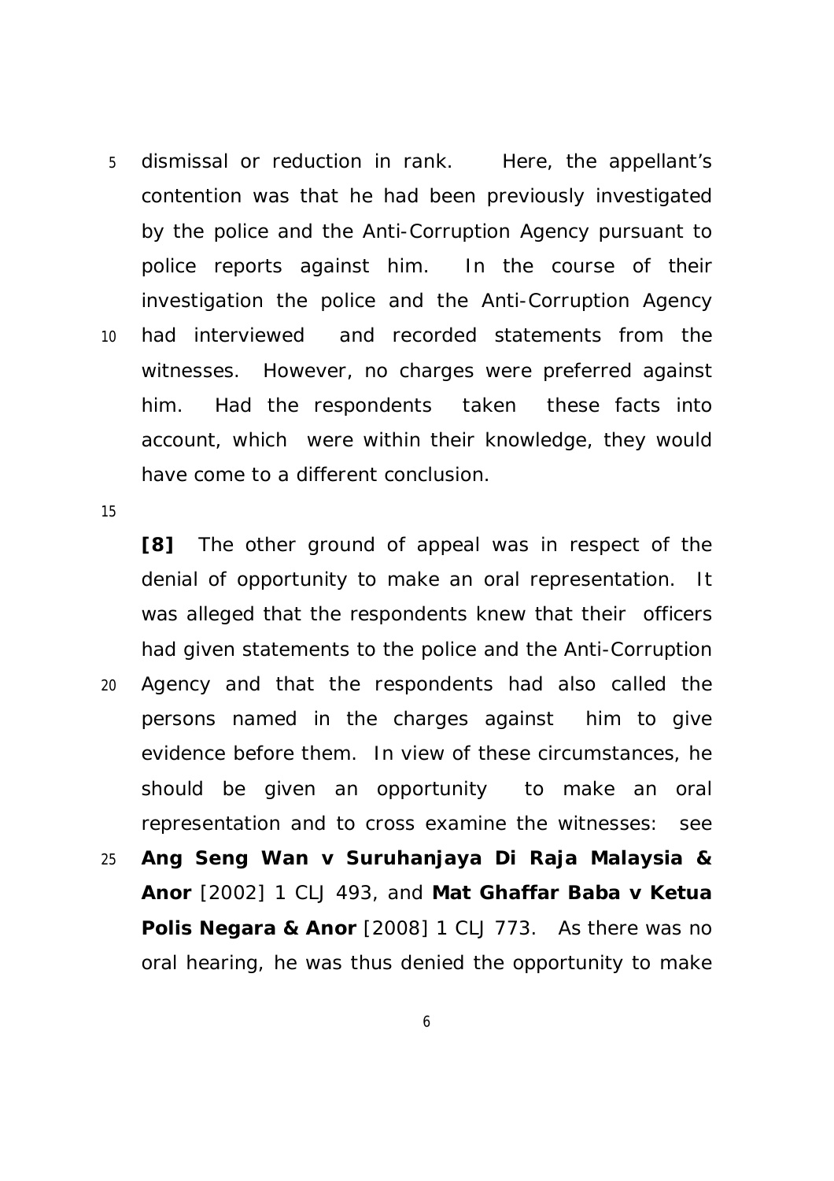dismissal or reduction in rank. Here, the appellant's contention was that he had been previously investigated by the police and the Anti-Corruption Agency pursuant to police reports against him. In the course of their investigation the police and the Anti-Corruption Agency had interviewed and recorded statements from the witnesses. However, no charges were preferred against him. Had the respondents taken these facts into account, which were within their knowledge, they would have come to a different conclusion.

**[8]** The other ground of appeal was in respect of the denial of opportunity to make an oral representation. It was alleged that the respondents knew that their officers had given statements to the police and the Anti-Corruption Agency and that the respondents had also called the persons named in the charges against him to give evidence before them. In view of these circumstances, he should be given an opportunity to make an oral representation and to cross examine the witnesses: see **Ang Seng Wan v Suruhanjaya Di Raja Malaysia & Anor** [2002] 1 CLJ 493, and **Mat Ghaffar Baba v Ketua Polis Negara & Anor** [2008] 1 CLJ 773. As there was no oral hearing, he was thus denied the opportunity to make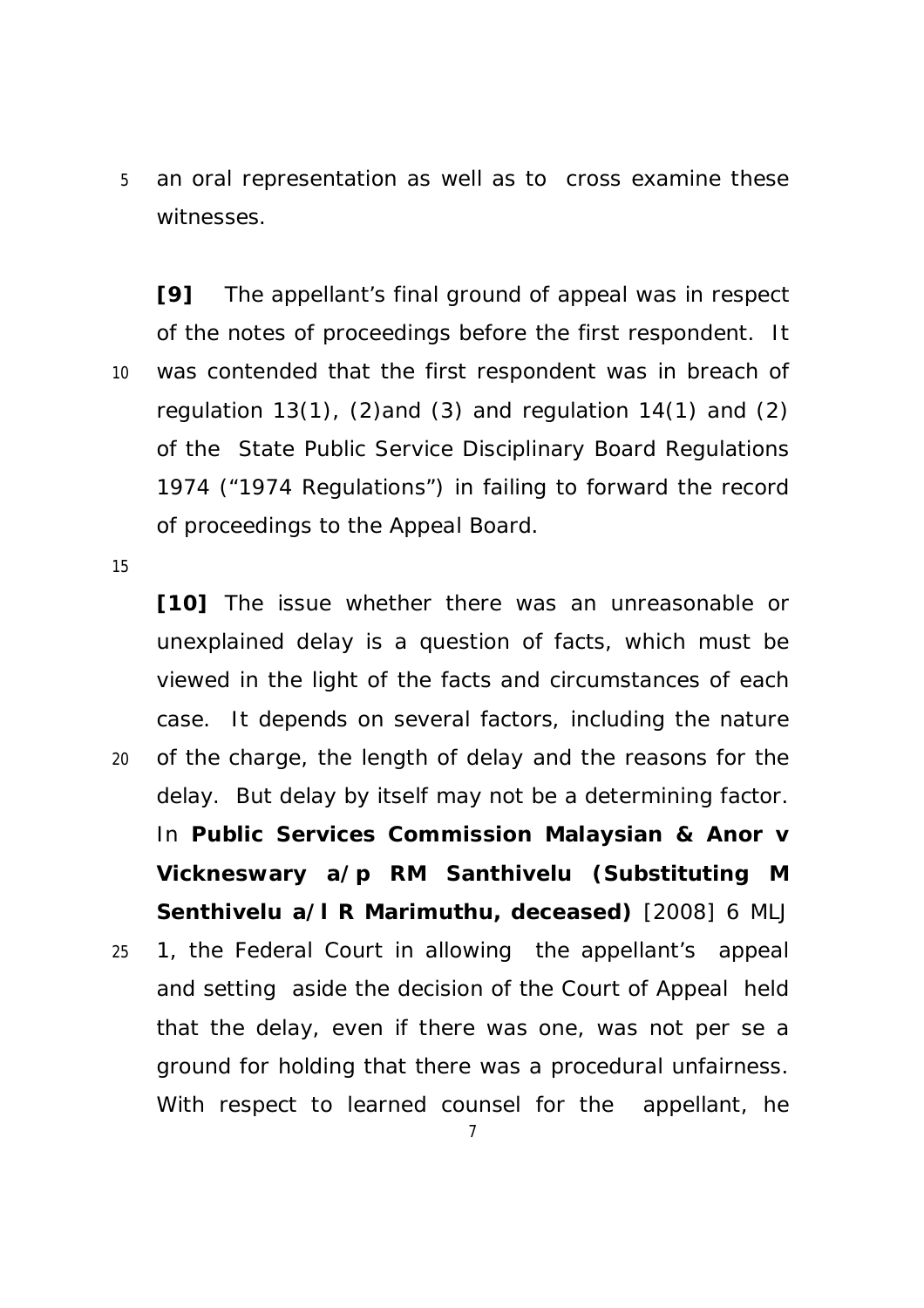an oral representation as well as to cross examine these witnesses.

**[9]** The appellant's final ground of appeal was in respect of the notes of proceedings before the first respondent. It was contended that the first respondent was in breach of regulation 13(1), (2)and (3) and regulation 14(1) and (2) of the State Public Service Disciplinary Board Regulations 1974 ("1974 Regulations") in failing to forward the record of proceedings to the Appeal Board.

**[10]** The issue whether there was an unreasonable or unexplained delay is a question of facts, which must be viewed in the light of the facts and circumstances of each case. It depends on several factors, including the nature of the charge, the length of delay and the reasons for the delay. But delay by itself may not be a determining factor. In **Public Services Commission Malaysian & Anor v Vickneswary a/p RM Santhivelu (Substituting M Senthivelu a/l R Marimuthu, deceased)** [2008] 6 MLJ 1, the Federal Court in allowing the appellant's appeal and setting aside the decision of the Court of Appeal held that the delay, even if there was one, was not per se a ground for holding that there was a procedural unfairness. With respect to learned counsel for the appellant, he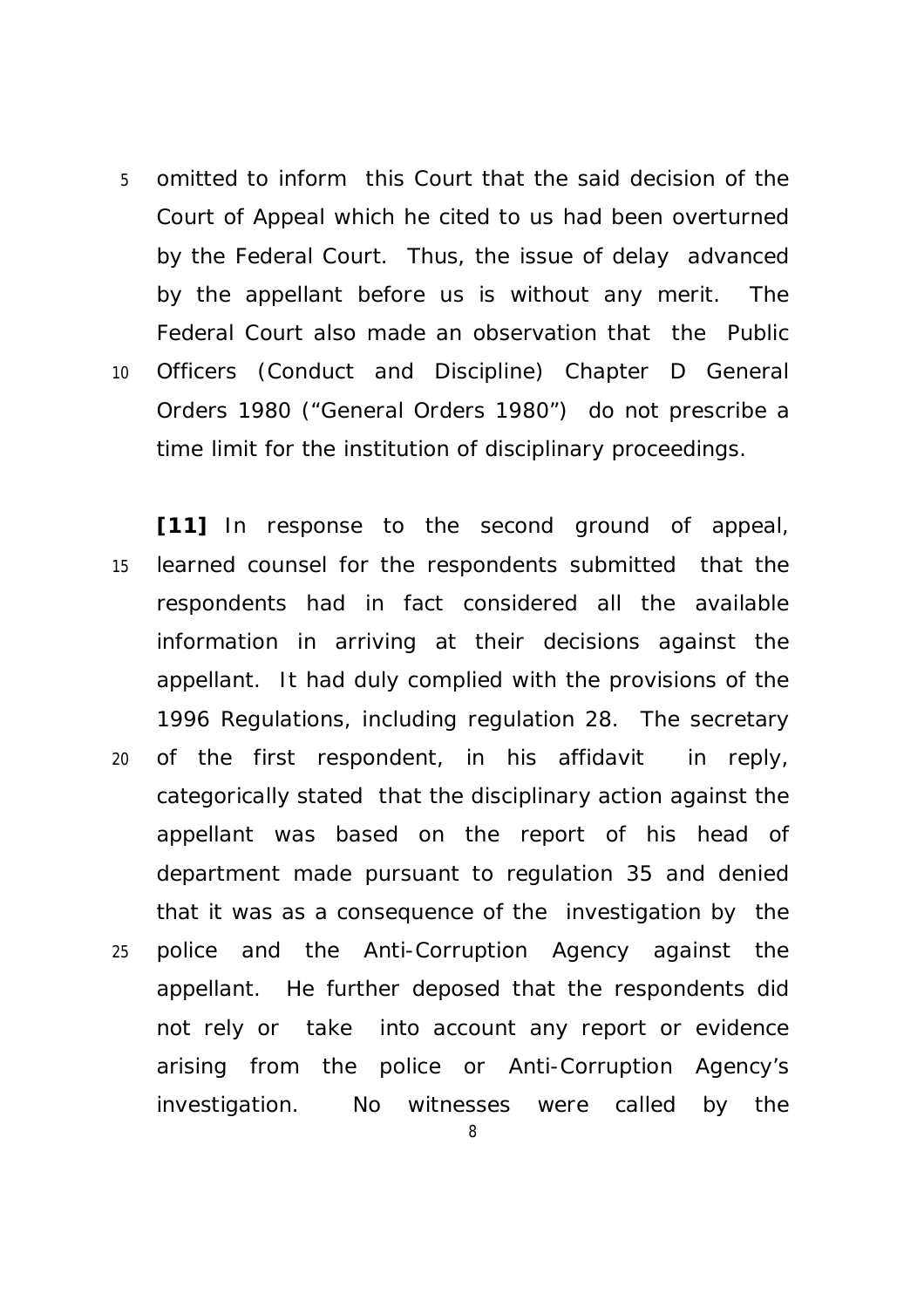omitted to inform this Court that the said decision of the Court of Appeal which he cited to us had been overturned by the Federal Court. Thus, the issue of delay advanced by the appellant before us is without any merit. The Federal Court also made an observation that the Public Officers (Conduct and Discipline) Chapter D General Orders 1980 ("General Orders 1980") do not prescribe a time limit for the institution of disciplinary proceedings.

**[11]** In response to the second ground of appeal, learned counsel for the respondents submitted that the respondents had in fact considered all the available information in arriving at their decisions against the appellant. It had duly complied with the provisions of the 1996 Regulations, including regulation 28. The secretary of the first respondent, in his affidavit in reply, categorically stated that the disciplinary action against the appellant was based on the report of his head of department made pursuant to regulation 35 and denied that it was as a consequence of the investigation by the police and the Anti-Corruption Agency against the appellant. He further deposed that the respondents did not rely or take into account any report or evidence arising from the police or Anti-Corruption Agency's investigation. No witnesses were called by the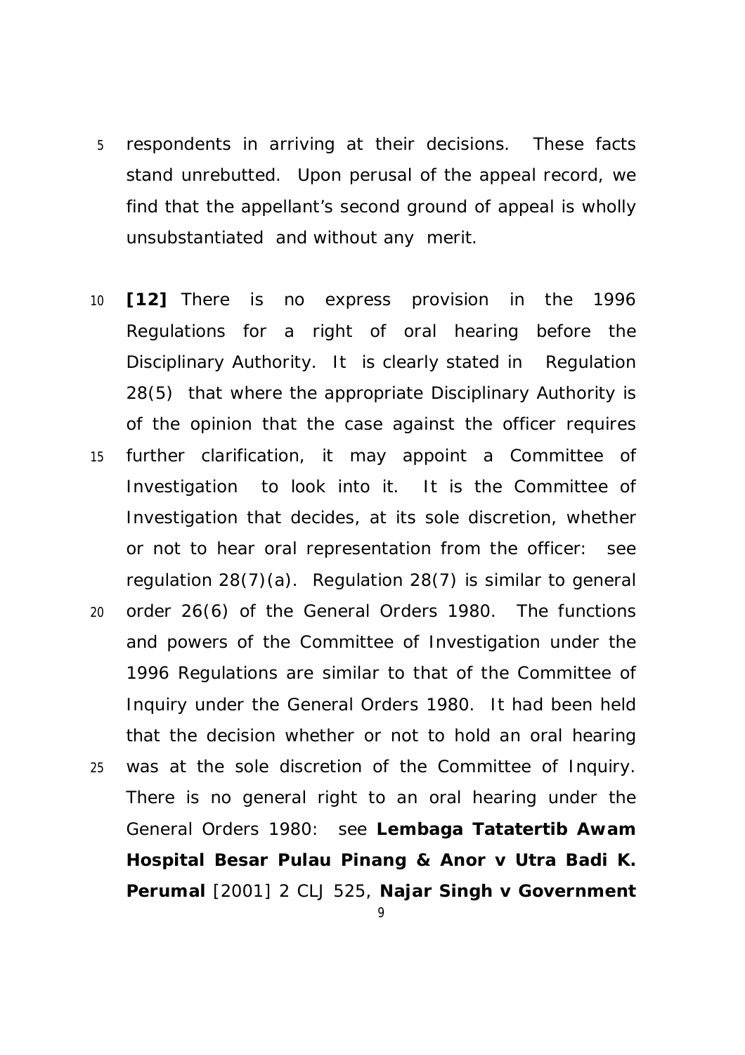respondents in arriving at their decisions. These facts stand unrebutted. Upon perusal of the appeal record, we find that the appellant's second ground of appeal is wholly unsubstantiated and without any merit.

**[12]** There is no express provision in the 1996 Regulations for a right of oral hearing before the Disciplinary Authority. It is clearly stated in Regulation 28(5) that where the appropriate Disciplinary Authority is of the opinion that the case against the officer requires further clarification, it may appoint a Committee of Investigation to look into it. It is the Committee of Investigation that decides, at its sole discretion, whether or not to hear oral representation from the officer: see regulation 28(7)(a). Regulation 28(7) is similar to general order 26(6) of the General Orders 1980. The functions and powers of the Committee of Investigation under the 1996 Regulations are similar to that of the Committee of Inquiry under the General Orders 1980. It had been held that the decision whether or not to hold an oral hearing was at the sole discretion of the Committee of Inquiry. There is no general right to an oral hearing under the General Orders 1980: see **Lembaga Tatatertib Awam Hospital Besar Pulau Pinang & Anor v Utra Badi K. Perumal** [2001] 2 CLJ 525, **Najar Singh v Government**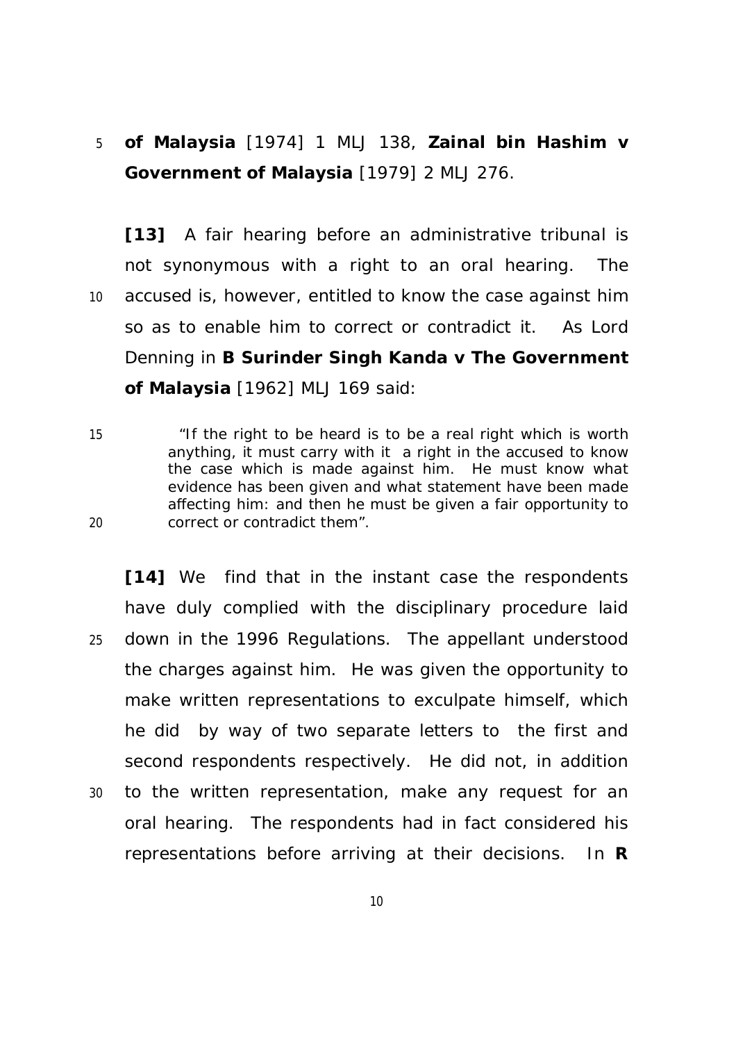**of Malaysia** [1974] 1 MLJ 138, **Zainal bin Hashim v Government of Malaysia** [1979] 2 MLJ 276.

**[13]** A fair hearing before an administrative tribunal is not synonymous with a right to an oral hearing. The accused is, however, entitled to know the case against him so as to enable him to correct or contradict it. As Lord Denning in **B Surinder Singh Kanda v The Government of Malaysia** [1962] MLJ 169 said:

> "If the right to be heard is to be a real right which is worth anything, it must carry with it a right in the accused to know the case which is made against him. He must know what evidence has been given and what statement have been made affecting him: and then he must be given a fair opportunity to correct or contradict them".

**[14]** We find that in the instant case the respondents have duly complied with the disciplinary procedure laid down in the 1996 Regulations. The appellant understood the charges against him. He was given the opportunity to make written representations to exculpate himself, which he did by way of two separate letters to the first and second respondents respectively. He did not, in addition to the written representation, make any request for an oral hearing. The respondents had in fact considered his representations before arriving at their decisions. In **R**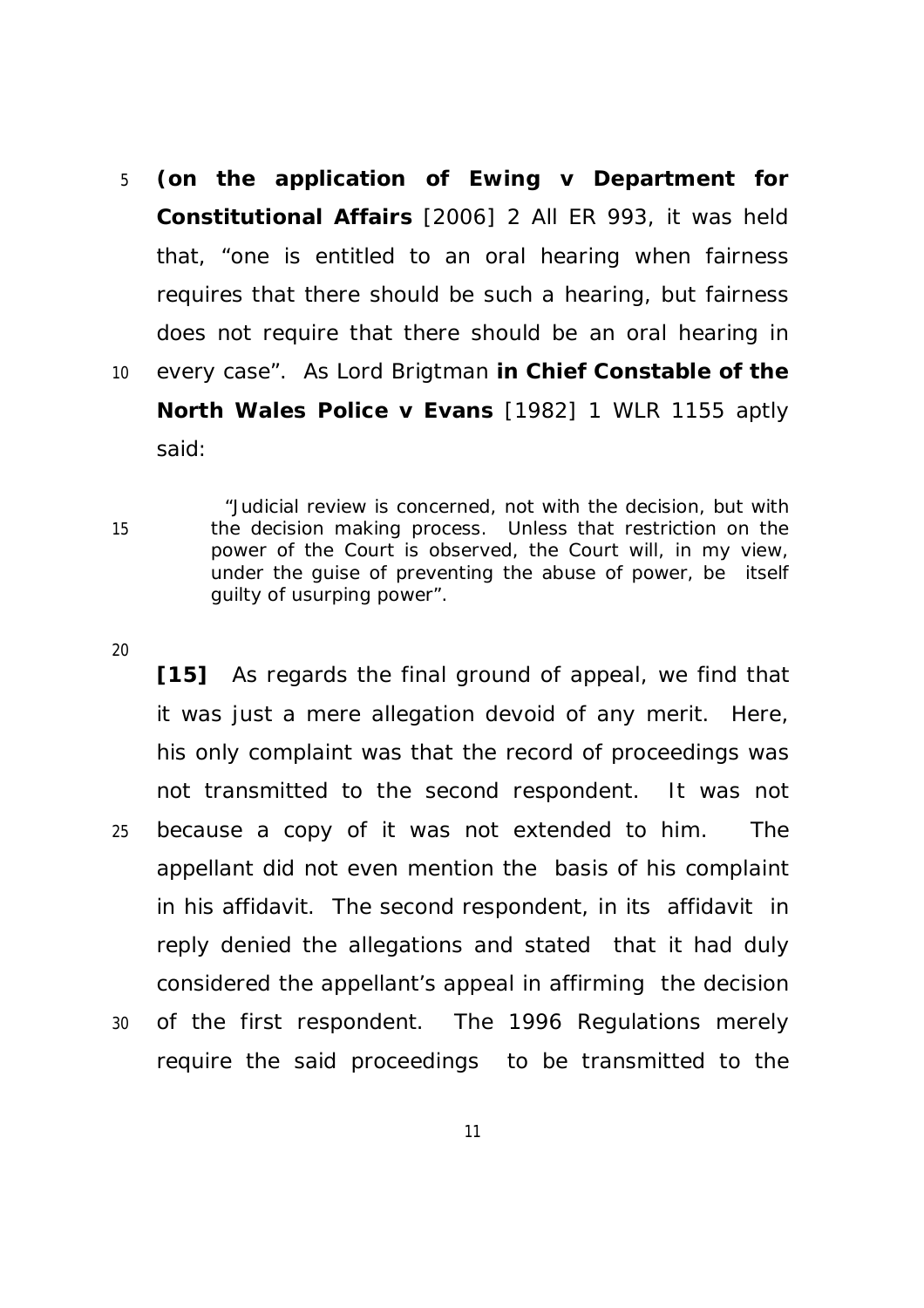**(on the application of Ewing v Department for Constitutional Affairs** [2006] 2 All ER 993, it was held that, "one is entitled to an oral hearing when fairness requires that there should be such a hearing, but fairness does not require that there should be an oral hearing in every case". As Lord Brigtman **in Chief Constable of the North Wales Police v Evans** [1982] 1 WLR 1155 aptly said:

> "Judicial review is concerned, not with the decision, but with the decision making process. Unless that restriction on the power of the Court is observed, the Court will, in my view, under the guise of preventing the abuse of power, be itself guilty of usurping power".

**[15]** As regards the final ground of appeal, we find that it was just a mere allegation devoid of any merit. Here, his only complaint was that the record of proceedings was not transmitted to the second respondent. It was not because a copy of it was not extended to him. The appellant did not even mention the basis of his complaint in his affidavit. The second respondent, in its affidavit in reply denied the allegations and stated that it had duly considered the appellant's appeal in affirming the decision of the first respondent. The 1996 Regulations merely require the said proceedings to be transmitted to the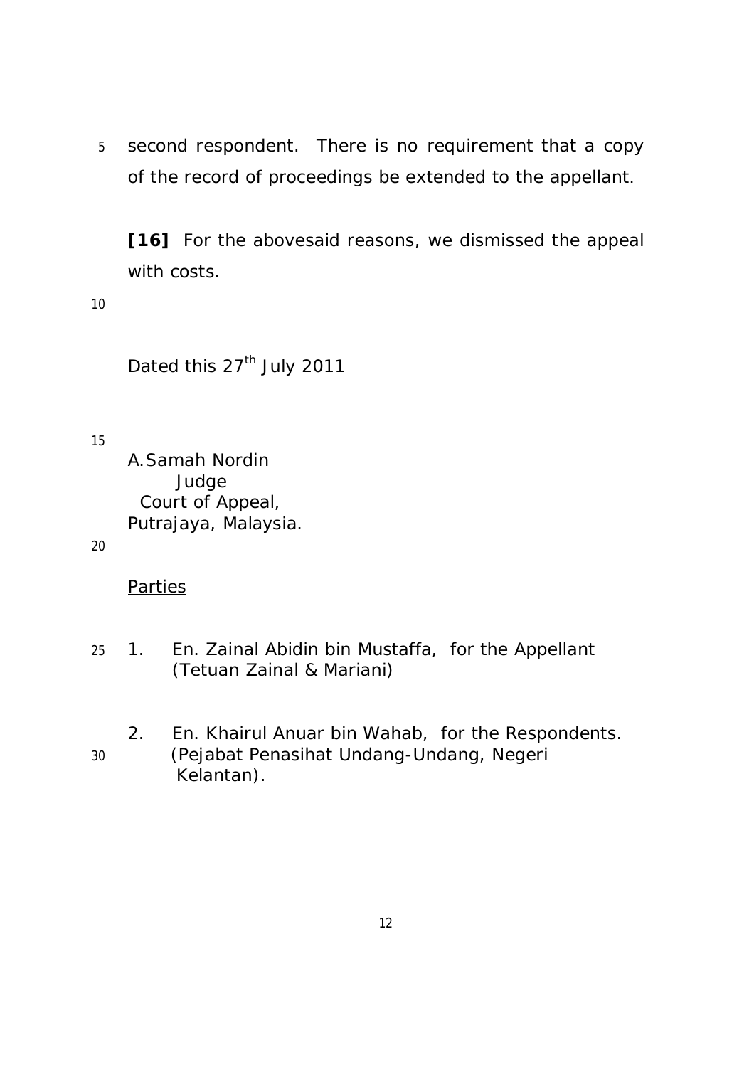second respondent. There is no requirement that a copy of the record of proceedings be extended to the appellant.

**[16]** For the abovesaid reasons, we dismissed the appeal with costs.

Dated this 27th July 2011

A.Samah Nordin
Judge
Court of Appeal,
Putrajaya, Malaysia.

Parties

1. En. Zainal Abidin bin Mustaffa, for the Appellant (Tetuan Zainal & Mariani)

2. En. Khairul Anuar bin Wahab, for the Respondents. (Pejabat Penasihat Undang-Undang, Negeri Kelantan).